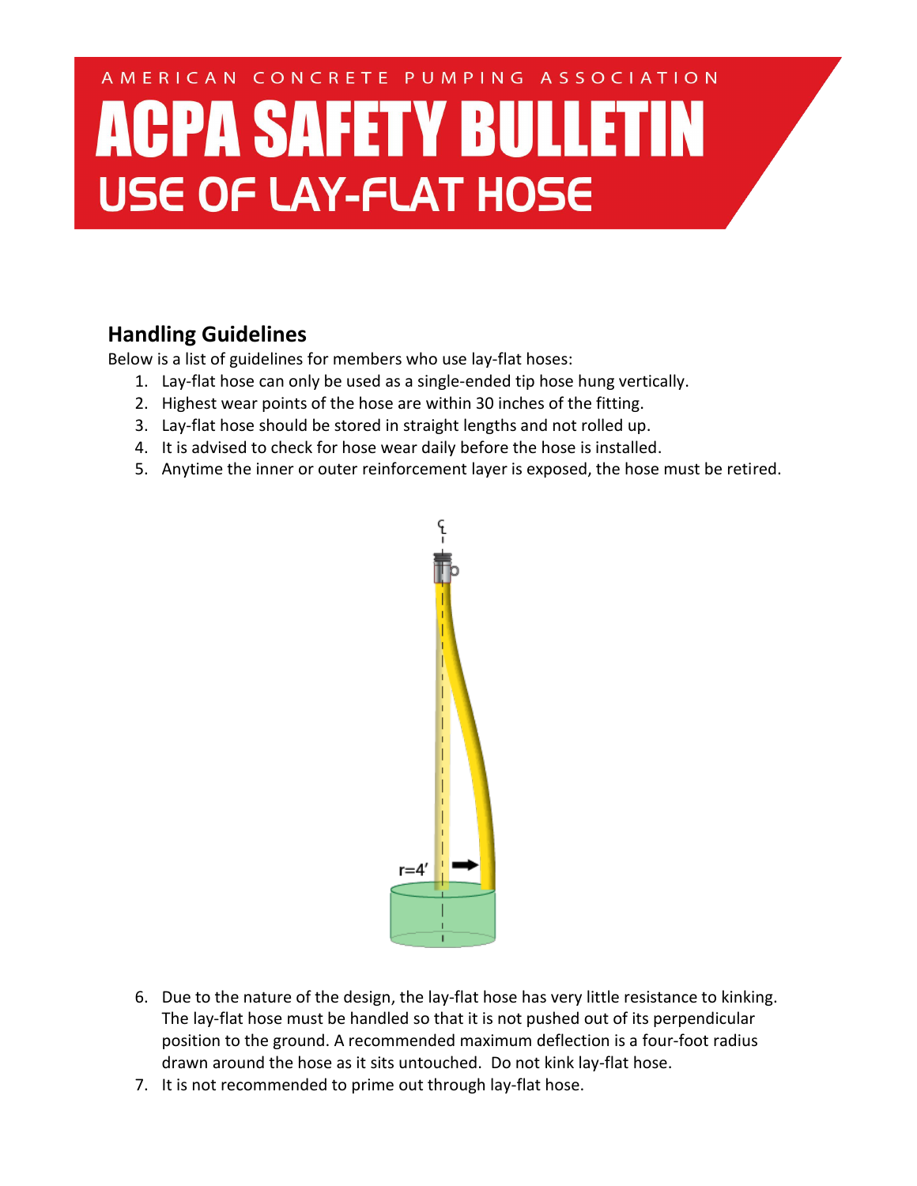AMERICAN CONCRETE PUMPING ASSOCIATION

# ACPA SAFETY BULLETIN

## USE OF LAY-FLAT HOSE

### Handling Guidelines

Below is a list of guidelines for members who use lay-flat hoses:

1. Lay-flat hose can only be used as a single-ended tip hose hung vertically.
2. Highest wear points of the hose are within 30 inches of the fitting.
3. Lay-flat hose should be stored in straight lengths and not rolled up.
4. It is advised to check for hose wear daily before the hose is installed.
5. Anytime the inner or outer reinforcement layer is exposed, the hose must be retired.
6. Due to the nature of the design, the lay-flat hose has very little resistance to kinking. The lay-flat hose must be handled so that it is not pushed out of its perpendicular position to the ground. A recommended maximum deflection is a four-foot radius drawn around the hose as it sits untouched. Do not kink lay-flat hose.
7. It is not recommended to prime out through lay-flat hose.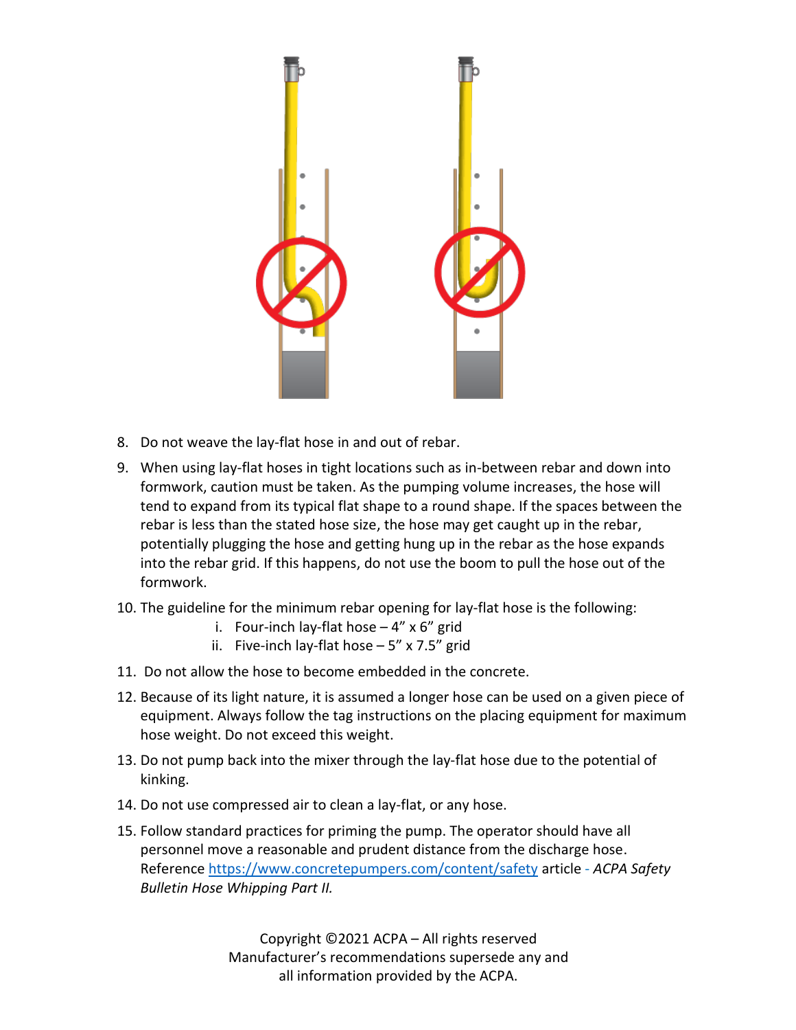8. Do not weave the lay-flat hose in and out of rebar.
9. When using lay-flat hoses in tight locations such as in-between rebar and down into formwork, caution must be taken. As the pumping volume increases, the hose will tend to expand from its typical flat shape to a round shape. If the spaces between the rebar is less than the stated hose size, the hose may get caught up in the rebar, potentially plugging the hose and getting hung up in the rebar as the hose expands into the rebar grid. If this happens, do not use the boom to pull the hose out of the formwork.
10. The guideline for the minimum rebar opening for lay-flat hose is the following:
    i. Four-inch lay-flat hose – 4" x 6" grid
    ii. Five-inch lay-flat hose – 5" x 7.5" grid
11. Do not allow the hose to become embedded in the concrete.
12. Because of its light nature, it is assumed a longer hose can be used on a given piece of equipment. Always follow the tag instructions on the placing equipment for maximum hose weight. Do not exceed this weight.
13. Do not pump back into the mixer through the lay-flat hose due to the potential of kinking.
14. Do not use compressed air to clean a lay-flat, or any hose.
15. Follow standard practices for priming the pump. The operator should have all personnel move a reasonable and prudent distance from the discharge hose. Reference https://www.concretepumpers.com/content/safety article - *ACPA Safety Bulletin Hose Whipping Part II.*

Copyright ©2021 ACPA – All rights reserved
Manufacturer's recommendations supersede any and all information provided by the ACPA.